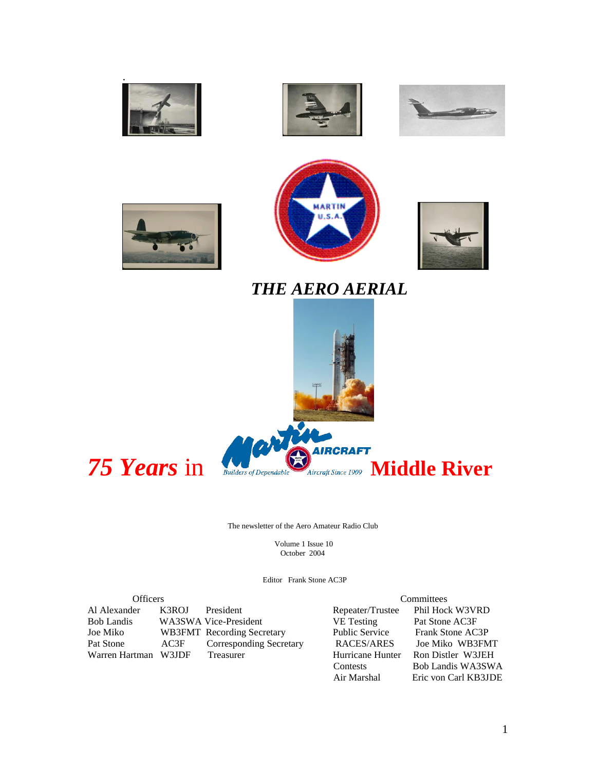# *THE AERO AERIAL*

***75 Years*** **in** Martin AIRCRAFT — Builders of Dependable Aircraft Since 1909 — **Middle River**

The newsletter of the Aero Amateur Radio Club

Volume 1 Issue 10
October 2004

Editor Frank Stone AC3P

**Officers**

| Name | Call | Office |
|---|---|---|
| Al Alexander | K3ROJ | President |
| Bob Landis | WA3SWA | Vice-President |
| Joe Miko | WB3FMT | Recording Secretary |
| Pat Stone | AC3F | Corresponding Secretary |
| Warren Hartman | W3JDF | Treasurer |

**Committees**

| Committee | Member |
|---|---|
| Repeater/Trustee | Phil Hock W3VRD |
| VE Testing | Pat Stone AC3F |
| Public Service | Frank Stone AC3P |
| RACES/ARES | Joe Miko WB3FMT |
| Hurricane Hunter | Ron Distler W3JEH |
| Contests | Bob Landis WA3SWA |
| Air Marshal | Eric von Carl KB3JDE |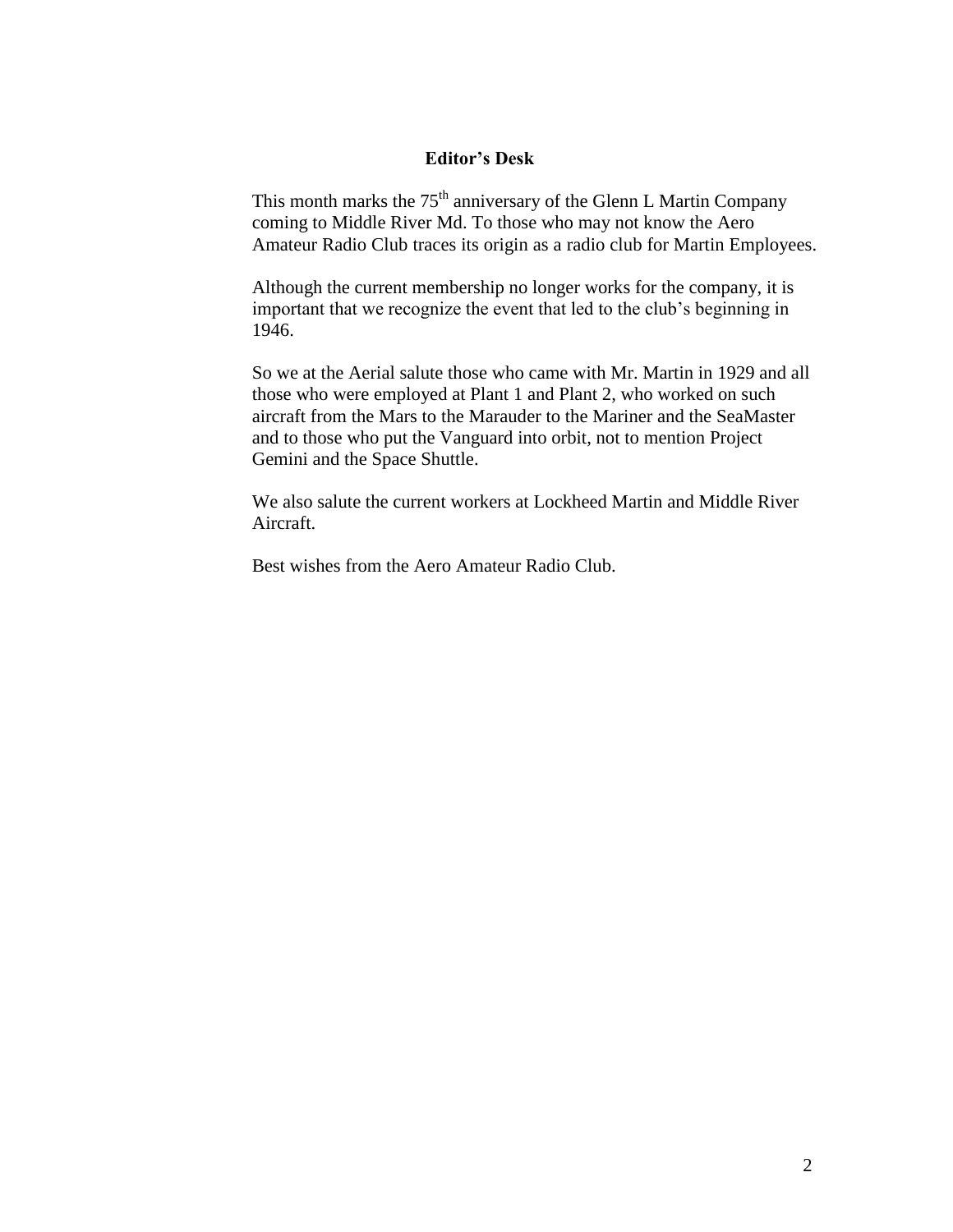## Editor's Desk

This month marks the 75th anniversary of the Glenn L Martin Company coming to Middle River Md. To those who may not know the Aero Amateur Radio Club traces its origin as a radio club for Martin Employees.

Although the current membership no longer works for the company, it is important that we recognize the event that led to the club's beginning in 1946.

So we at the Aerial salute those who came with Mr. Martin in 1929 and all those who were employed at Plant 1 and Plant 2, who worked on such aircraft from the Mars to the Marauder to the Mariner and the SeaMaster and to those who put the Vanguard into orbit, not to mention Project Gemini and the Space Shuttle.

We also salute the current workers at Lockheed Martin and Middle River Aircraft.

Best wishes from the Aero Amateur Radio Club.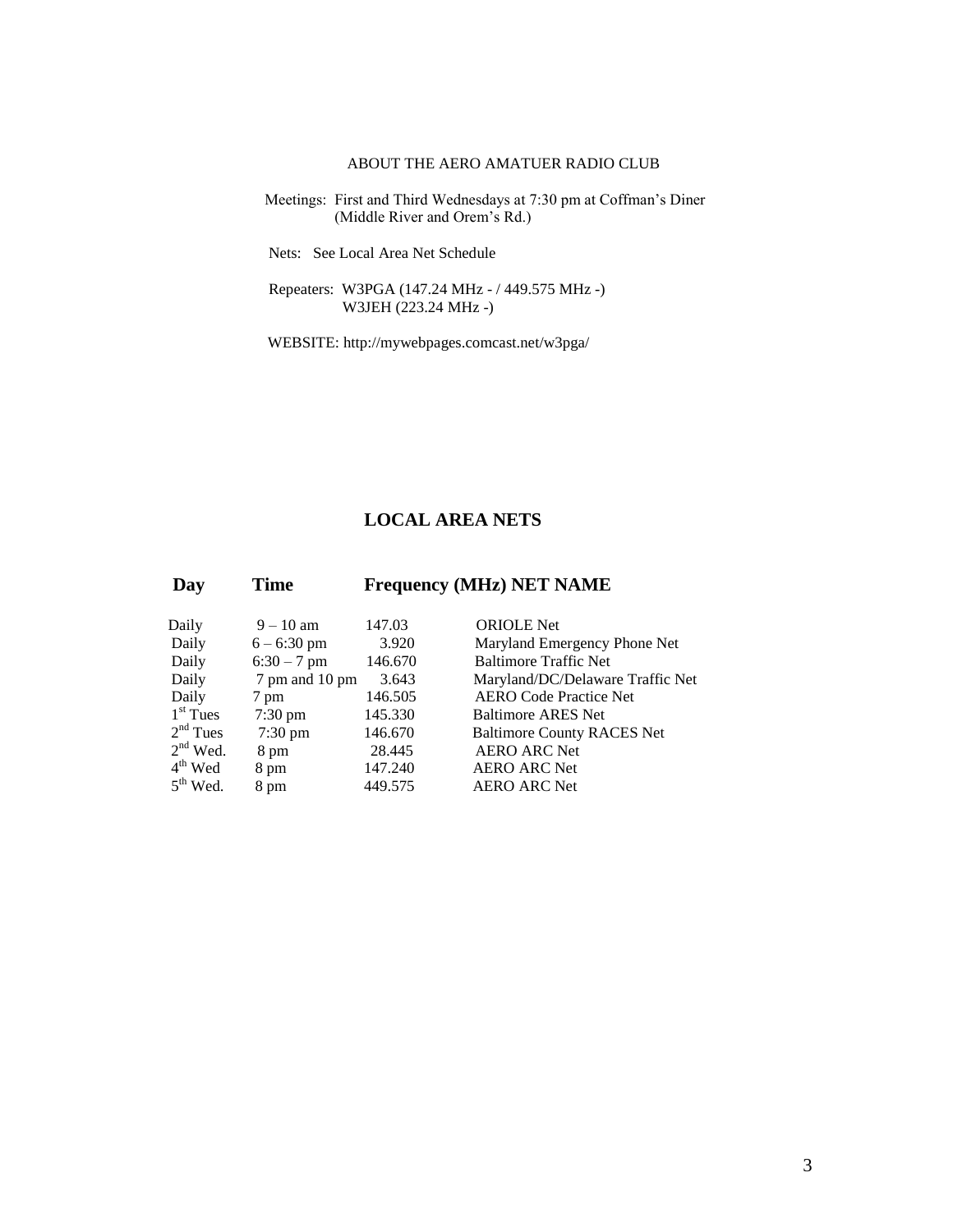ABOUT THE AERO AMATUER RADIO CLUB

Meetings: First and Third Wednesdays at 7:30 pm at Coffman's Diner (Middle River and Orem's Rd.)

Nets: See Local Area Net Schedule

Repeaters: W3PGA (147.24 MHz - / 449.575 MHz -)
W3JEH (223.24 MHz -)

WEBSITE: http://mywebpages.comcast.net/w3pga/

## LOCAL AREA NETS

| Day | Time | Frequency (MHz) | NET NAME |
| --- | --- | --- | --- |
| Daily | 9 – 10 am | 147.03 | ORIOLE Net |
| Daily | 6 – 6:30 pm | 3.920 | Maryland Emergency Phone Net |
| Daily | 6:30 – 7 pm | 146.670 | Baltimore Traffic Net |
| Daily | 7 pm and 10 pm | 3.643 | Maryland/DC/Delaware Traffic Net |
| Daily | 7 pm | 146.505 | AERO Code Practice Net |
| 1st Tues | 7:30 pm | 145.330 | Baltimore ARES Net |
| 2nd Tues | 7:30 pm | 146.670 | Baltimore County RACES Net |
| 2nd Wed. | 8 pm | 28.445 | AERO ARC Net |
| 4th Wed | 8 pm | 147.240 | AERO ARC Net |
| 5th Wed. | 8 pm | 449.575 | AERO ARC Net |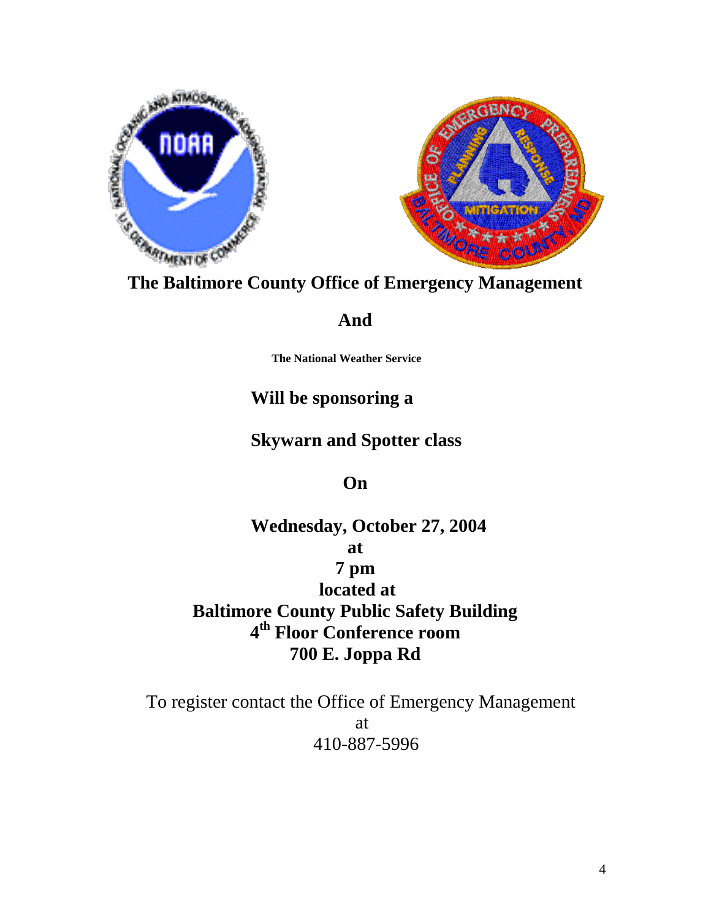**The Baltimore County Office of Emergency Management**

**And**

**The National Weather Service**

**Will be sponsoring a**

**Skywarn and Spotter class**

**On**

**Wednesday, October 27, 2004**
**at**
**7 pm**
**located at**
**Baltimore County Public Safety Building**
**4th Floor Conference room**
**700 E. Joppa Rd**

To register contact the Office of Emergency Management
at
410-887-5996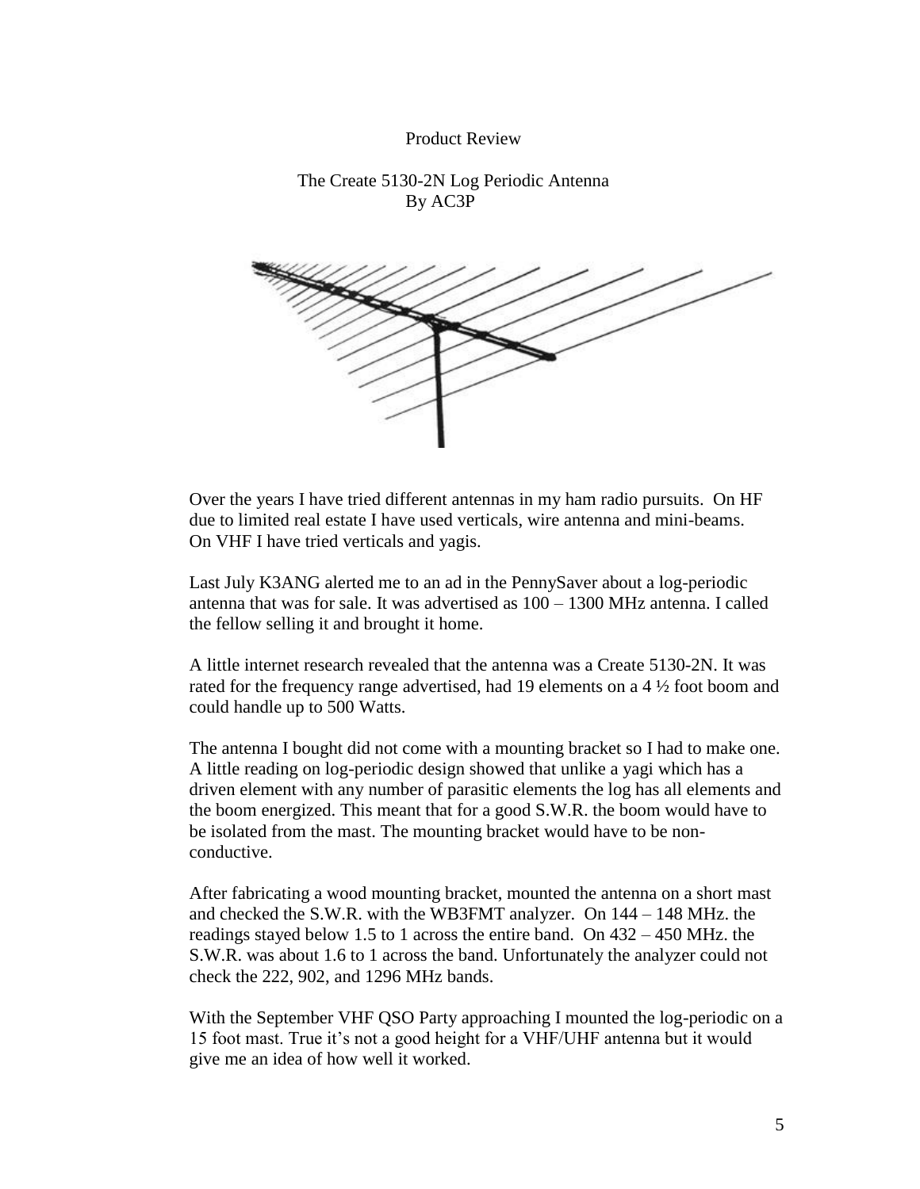Product Review

# The Create 5130-2N Log Periodic Antenna

By AC3P

Over the years I have tried different antennas in my ham radio pursuits. On HF due to limited real estate I have used verticals, wire antenna and mini-beams. On VHF I have tried verticals and yagis.

Last July K3ANG alerted me to an ad in the PennySaver about a log-periodic antenna that was for sale. It was advertised as 100 – 1300 MHz antenna. I called the fellow selling it and brought it home.

A little internet research revealed that the antenna was a Create 5130-2N. It was rated for the frequency range advertised, had 19 elements on a 4 ½ foot boom and could handle up to 500 Watts.

The antenna I bought did not come with a mounting bracket so I had to make one. A little reading on log-periodic design showed that unlike a yagi which has a driven element with any number of parasitic elements the log has all elements and the boom energized. This meant that for a good S.W.R. the boom would have to be isolated from the mast. The mounting bracket would have to be non-conductive.

After fabricating a wood mounting bracket, mounted the antenna on a short mast and checked the S.W.R. with the WB3FMT analyzer. On 144 – 148 MHz. the readings stayed below 1.5 to 1 across the entire band. On 432 – 450 MHz. the S.W.R. was about 1.6 to 1 across the band. Unfortunately the analyzer could not check the 222, 902, and 1296 MHz bands.

With the September VHF QSO Party approaching I mounted the log-periodic on a 15 foot mast. True it's not a good height for a VHF/UHF antenna but it would give me an idea of how well it worked.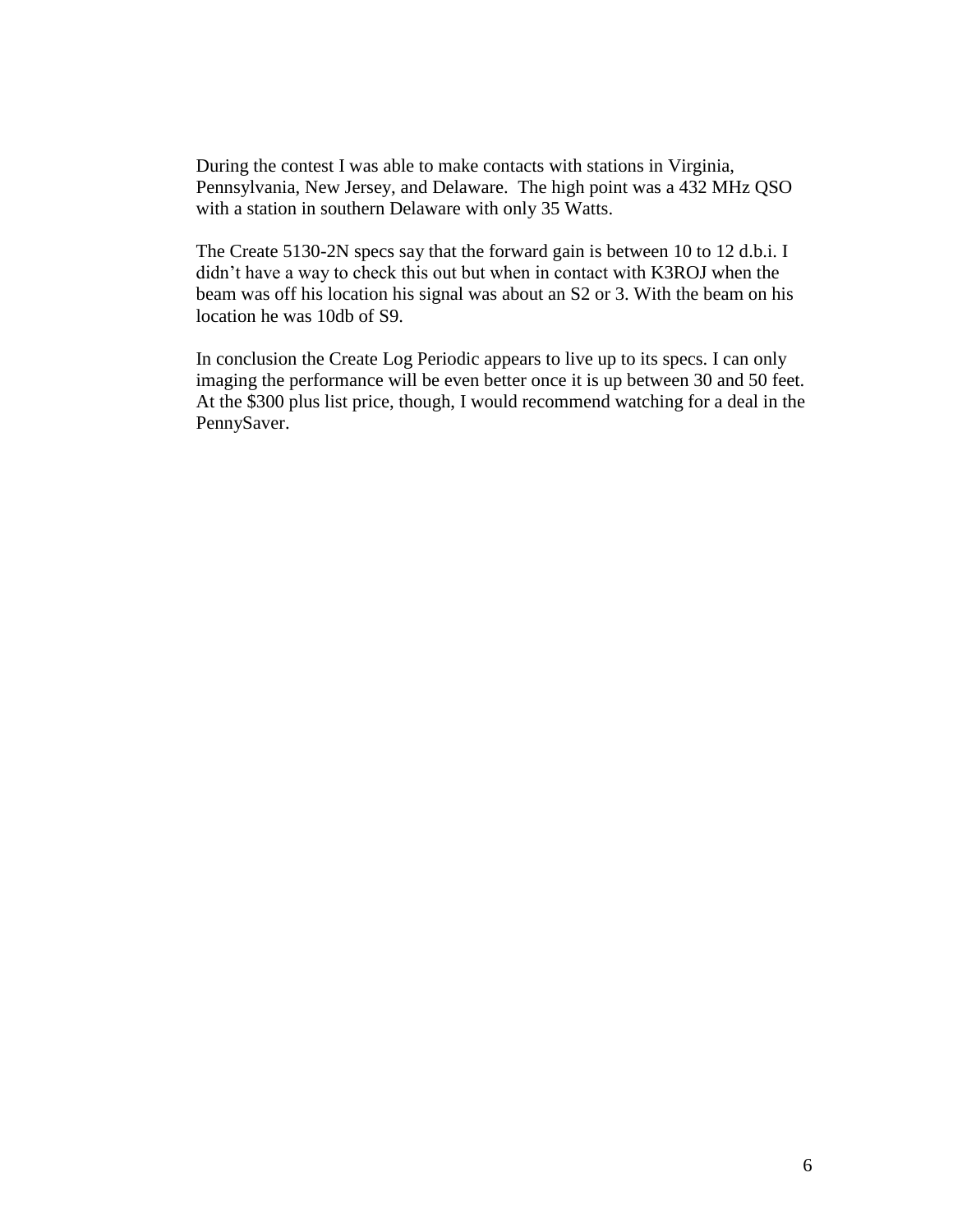During the contest I was able to make contacts with stations in Virginia, Pennsylvania, New Jersey, and Delaware. The high point was a 432 MHz QSO with a station in southern Delaware with only 35 Watts.

The Create 5130-2N specs say that the forward gain is between 10 to 12 d.b.i. I didn't have a way to check this out but when in contact with K3ROJ when the beam was off his location his signal was about an S2 or 3. With the beam on his location he was 10db of S9.

In conclusion the Create Log Periodic appears to live up to its specs. I can only imaging the performance will be even better once it is up between 30 and 50 feet. At the $300 plus list price, though, I would recommend watching for a deal in the PennySaver.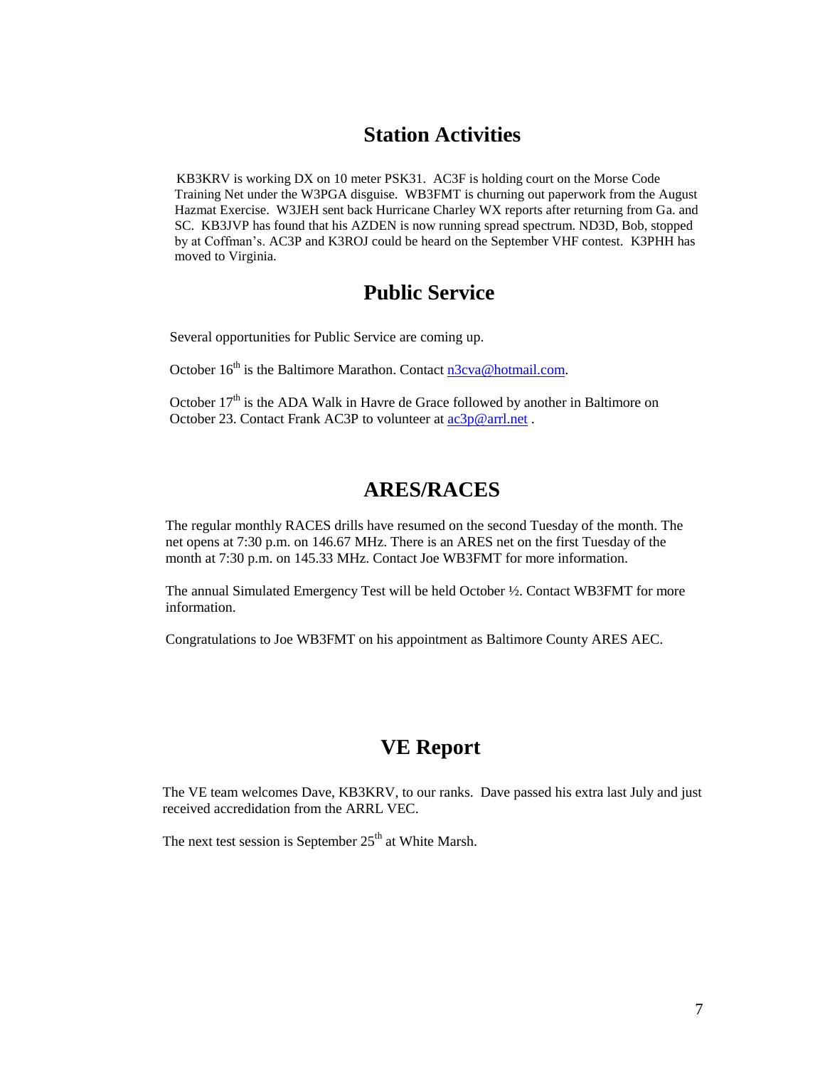## Station Activities

KB3KRV is working DX on 10 meter PSK31. AC3F is holding court on the Morse Code Training Net under the W3PGA disguise. WB3FMT is churning out paperwork from the August Hazmat Exercise. W3JEH sent back Hurricane Charley WX reports after returning from Ga. and SC. KB3JVP has found that his AZDEN is now running spread spectrum. ND3D, Bob, stopped by at Coffman's. AC3P and K3ROJ could be heard on the September VHF contest. K3PHH has moved to Virginia.

## Public Service

Several opportunities for Public Service are coming up.

October 16th is the Baltimore Marathon. Contact n3cva@hotmail.com.

October 17th is the ADA Walk in Havre de Grace followed by another in Baltimore on October 23. Contact Frank AC3P to volunteer at ac3p@arrl.net .

## ARES/RACES

The regular monthly RACES drills have resumed on the second Tuesday of the month. The net opens at 7:30 p.m. on 146.67 MHz. There is an ARES net on the first Tuesday of the month at 7:30 p.m. on 145.33 MHz. Contact Joe WB3FMT for more information.

The annual Simulated Emergency Test will be held October ½. Contact WB3FMT for more information.

Congratulations to Joe WB3FMT on his appointment as Baltimore County ARES AEC.

## VE Report

The VE team welcomes Dave, KB3KRV, to our ranks. Dave passed his extra last July and just received accredidation from the ARRL VEC.

The next test session is September 25th at White Marsh.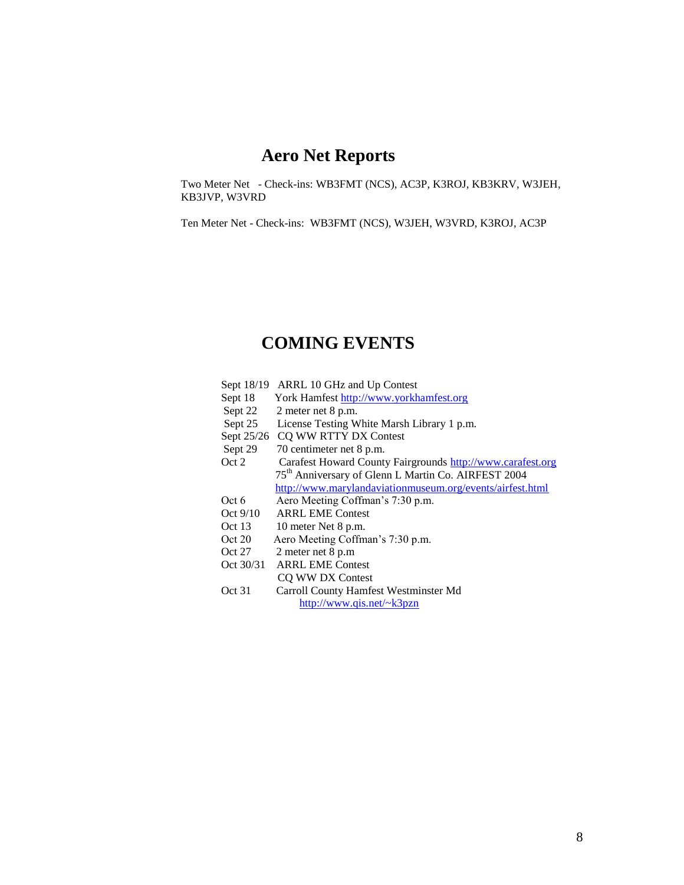## Aero Net Reports

Two Meter Net - Check-ins: WB3FMT (NCS), AC3P, K3ROJ, KB3KRV, W3JEH, KB3JVP, W3VRD

Ten Meter Net - Check-ins: WB3FMT (NCS), W3JEH, W3VRD, K3ROJ, AC3P

## COMING EVENTS

| | |
|---|---|
| Sept 18/19 | ARRL 10 GHz and Up Contest |
| Sept 18 | York Hamfest http://www.yorkhamfest.org |
| Sept 22 | 2 meter net 8 p.m. |
| Sept 25 | License Testing White Marsh Library 1 p.m. |
| Sept 25/26 | CQ WW RTTY DX Contest |
| Sept 29 | 70 centimeter net 8 p.m. |
| Oct 2 | Carafest Howard County Fairgrounds http://www.carafest.org |
| | 75th Anniversary of Glenn L Martin Co. AIRFEST 2004 |
| | http://www.marylandaviationmuseum.org/events/airfest.html |
| Oct 6 | Aero Meeting Coffman's 7:30 p.m. |
| Oct 9/10 | ARRL EME Contest |
| Oct 13 | 10 meter Net 8 p.m. |
| Oct 20 | Aero Meeting Coffman's 7:30 p.m. |
| Oct 27 | 2 meter net 8 p.m |
| Oct 30/31 | ARRL EME Contest |
| | CQ WW DX Contest |
| Oct 31 | Carroll County Hamfest Westminster Md |
| | http://www.qis.net/~k3pzn |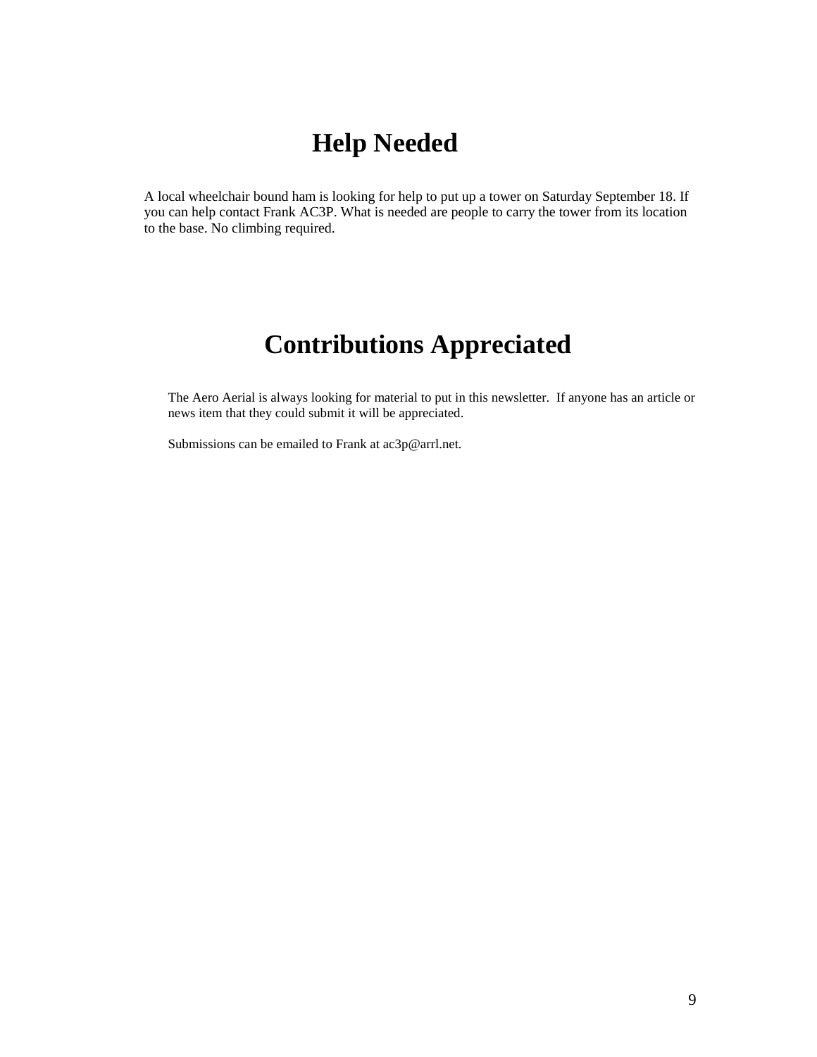# Help Needed

A local wheelchair bound ham is looking for help to put up a tower on Saturday September 18. If you can help contact Frank AC3P. What is needed are people to carry the tower from its location to the base. No climbing required.

# Contributions Appreciated

The Aero Aerial is always looking for material to put in this newsletter. If anyone has an article or news item that they could submit it will be appreciated.

Submissions can be emailed to Frank at ac3p@arrl.net.